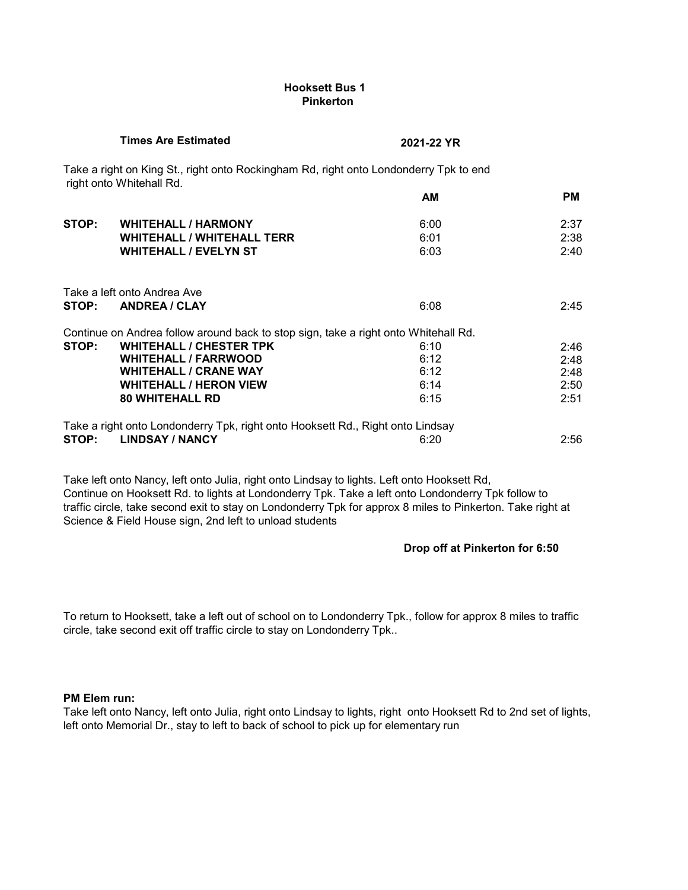**Hooksett Bus 1**
**Pinkerton**

**Times Are Estimated** **2021-22 YR**

Take a right on King St., right onto Rockingham Rd, right onto Londonderry Tpk to end right onto Whitehall Rd.

| | | AM | PM |
|---|---|---|---|
| **STOP:** | **WHITEHALL / HARMONY** | 6:00 | 2:37 |
| | **WHITEHALL / WHITEHALL TERR** | 6:01 | 2:38 |
| | **WHITEHALL / EVELYN ST** | 6:03 | 2:40 |

Take a left onto Andrea Ave

| | | | |
|---|---|---|---|
| **STOP:** | **ANDREA / CLAY** | 6:08 | 2:45 |

Continue on Andrea follow around back to stop sign, take a right onto Whitehall Rd.

| | | | |
|---|---|---|---|
| **STOP:** | **WHITEHALL / CHESTER TPK** | 6:10 | 2:46 |
| | **WHITEHALL / FARRWOOD** | 6:12 | 2:48 |
| | **WHITEHALL / CRANE WAY** | 6:12 | 2:48 |
| | **WHITEHALL / HERON VIEW** | 6:14 | 2:50 |
| | **80 WHITEHALL RD** | 6:15 | 2:51 |

Take a right onto Londonderry Tpk, right onto Hooksett Rd., Right onto Lindsay

| | | | |
|---|---|---|---|
| **STOP:** | **LINDSAY / NANCY** | 6:20 | 2:56 |

Take left onto Nancy, left onto Julia, right onto Lindsay to lights. Left onto Hooksett Rd, Continue on Hooksett Rd. to lights at Londonderry Tpk. Take a left onto Londonderry Tpk follow to traffic circle, take second exit to stay on Londonderry Tpk for approx 8 miles to Pinkerton. Take right at Science & Field House sign, 2nd left to unload students

**Drop off at Pinkerton for 6:50**

To return to Hooksett, take a left out of school on to Londonderry Tpk., follow for approx 8 miles to traffic circle, take second exit off traffic circle to stay on Londonderry Tpk..

**PM Elem run:**
Take left onto Nancy, left onto Julia, right onto Lindsay to lights, right onto Hooksett Rd to 2nd set of lights, left onto Memorial Dr., stay to left to back of school to pick up for elementary run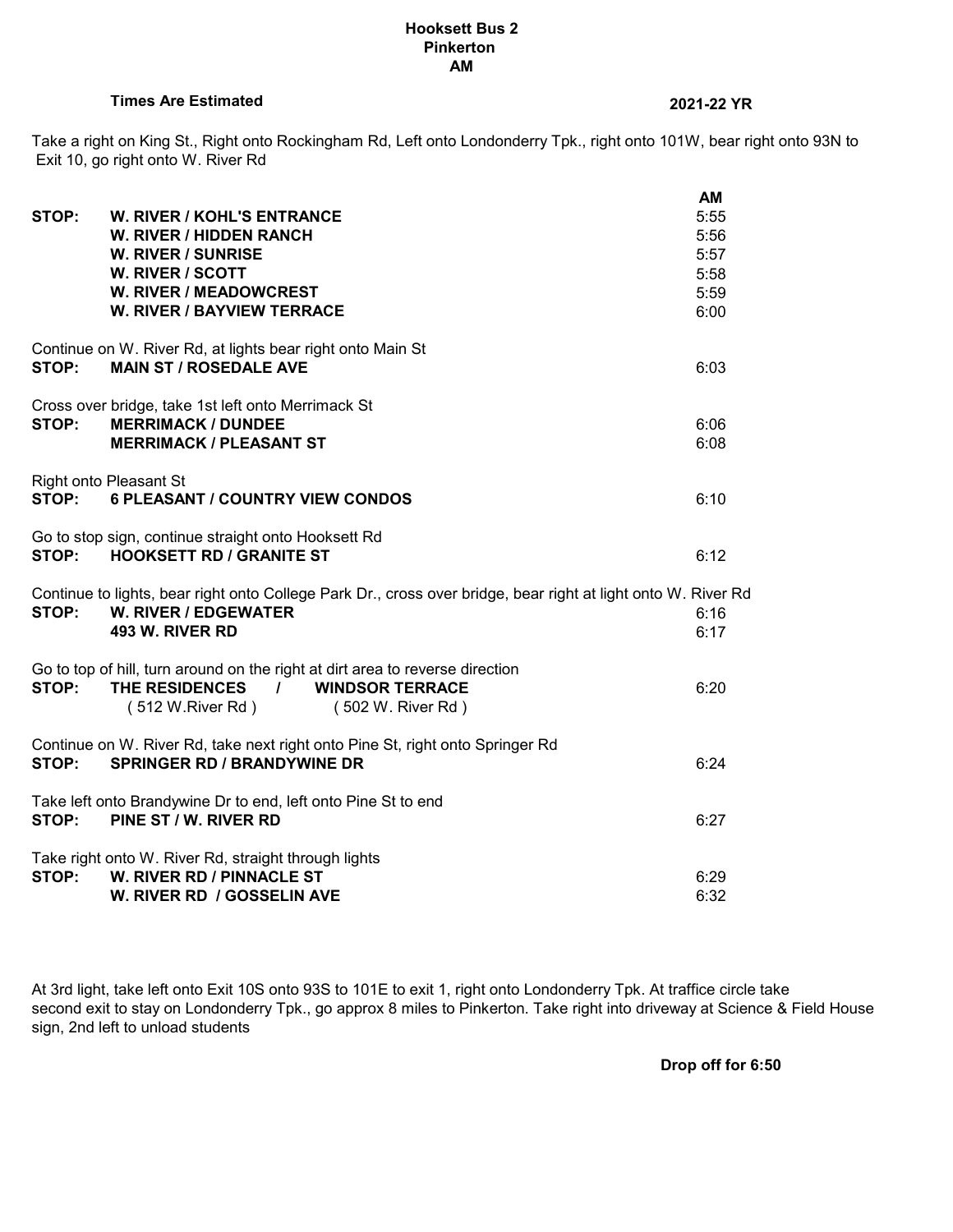**Hooksett Bus 2**
**Pinkerton**
**AM**

**Times Are Estimated** **2021-22 YR**

Take a right on King St., Right onto Rockingham Rd, Left onto Londonderry Tpk., right onto 101W, bear right onto 93N to Exit 10, go right onto W. River Rd

| | | AM |
|---|---|---|
| **STOP:** | **W. RIVER / KOHL'S ENTRANCE** | 5:55 |
| | **W. RIVER / HIDDEN RANCH** | 5:56 |
| | **W. RIVER / SUNRISE** | 5:57 |
| | **W. RIVER / SCOTT** | 5:58 |
| | **W. RIVER / MEADOWCREST** | 5:59 |
| | **W. RIVER / BAYVIEW TERRACE** | 6:00 |

Continue on W. River Rd, at lights bear right onto Main St

| | | |
|---|---|---|
| **STOP:** | **MAIN ST / ROSEDALE AVE** | 6:03 |

Cross over bridge, take 1st left onto Merrimack St

| | | |
|---|---|---|
| **STOP:** | **MERRIMACK / DUNDEE** | 6:06 |
| | **MERRIMACK / PLEASANT ST** | 6:08 |

Right onto Pleasant St

| | | |
|---|---|---|
| **STOP:** | **6 PLEASANT / COUNTRY VIEW CONDOS** | 6:10 |

Go to stop sign, continue straight onto Hooksett Rd

| | | |
|---|---|---|
| **STOP:** | **HOOKSETT RD / GRANITE ST** | 6:12 |

Continue to lights, bear right onto College Park Dr., cross over bridge, bear right at light onto W. River Rd

| | | |
|---|---|---|
| **STOP:** | **W. RIVER / EDGEWATER** | 6:16 |
| | **493 W. RIVER RD** | 6:17 |

Go to top of hill, turn around on the right at dirt area to reverse direction

| | | |
|---|---|---|
| **STOP:** | **THE RESIDENCES / WINDSOR TERRACE** ( 512 W.River Rd ) ( 502 W. River Rd ) | 6:20 |

Continue on W. River Rd, take next right onto Pine St, right onto Springer Rd

| | | |
|---|---|---|
| **STOP:** | **SPRINGER RD / BRANDYWINE DR** | 6:24 |

Take left onto Brandywine Dr to end, left onto Pine St to end

| | | |
|---|---|---|
| **STOP:** | **PINE ST / W. RIVER RD** | 6:27 |

Take right onto W. River Rd, straight through lights

| | | |
|---|---|---|
| **STOP:** | **W. RIVER RD / PINNACLE ST** | 6:29 |
| | **W. RIVER RD / GOSSELIN AVE** | 6:32 |

At 3rd light, take left onto Exit 10S onto 93S to 101E to exit 1, right onto Londonderry Tpk. At traffice circle take second exit to stay on Londonderry Tpk., go approx 8 miles to Pinkerton. Take right into driveway at Science & Field House sign, 2nd left to unload students

**Drop off for 6:50**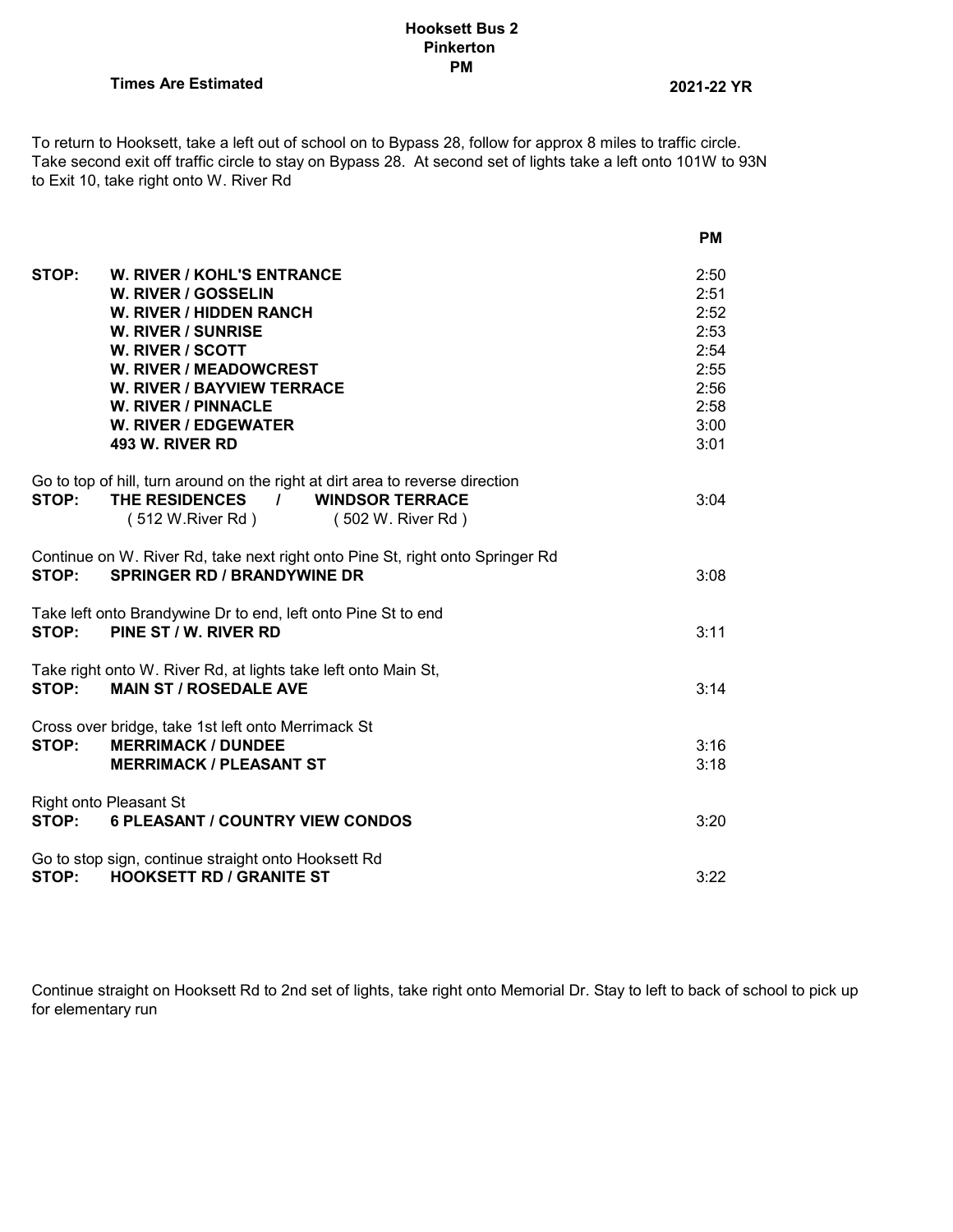**Hooksett Bus 2**
**Pinkerton**
**PM**

**Times Are Estimated** **2021-22 YR**

To return to Hooksett, take a left out of school on to Bypass 28, follow for approx 8 miles to traffic circle. Take second exit off traffic circle to stay on Bypass 28. At second set of lights take a left onto 101W to 93N to Exit 10, take right onto W. River Rd

| | | PM |
|---|---|---|
| **STOP:** | **W. RIVER / KOHL'S ENTRANCE** | 2:50 |
| | **W. RIVER / GOSSELIN** | 2:51 |
| | **W. RIVER / HIDDEN RANCH** | 2:52 |
| | **W. RIVER / SUNRISE** | 2:53 |
| | **W. RIVER / SCOTT** | 2:54 |
| | **W. RIVER / MEADOWCREST** | 2:55 |
| | **W. RIVER / BAYVIEW TERRACE** | 2:56 |
| | **W. RIVER / PINNACLE** | 2:58 |
| | **W. RIVER / EDGEWATER** | 3:00 |
| | **493 W. RIVER RD** | 3:01 |

Go to top of hill, turn around on the right at dirt area to reverse direction

| | | |
|---|---|---|
| **STOP:** | **THE RESIDENCES / WINDSOR TERRACE** (512 W.River Rd) (502 W. River Rd) | 3:04 |

Continue on W. River Rd, take next right onto Pine St, right onto Springer Rd

| | | |
|---|---|---|
| **STOP:** | **SPRINGER RD / BRANDYWINE DR** | 3:08 |

Take left onto Brandywine Dr to end, left onto Pine St to end

| | | |
|---|---|---|
| **STOP:** | **PINE ST / W. RIVER RD** | 3:11 |

Take right onto W. River Rd, at lights take left onto Main St,

| | | |
|---|---|---|
| **STOP:** | **MAIN ST / ROSEDALE AVE** | 3:14 |

Cross over bridge, take 1st left onto Merrimack St

| | | |
|---|---|---|
| **STOP:** | **MERRIMACK / DUNDEE** | 3:16 |
| | **MERRIMACK / PLEASANT ST** | 3:18 |

Right onto Pleasant St

| | | |
|---|---|---|
| **STOP:** | **6 PLEASANT / COUNTRY VIEW CONDOS** | 3:20 |

Go to stop sign, continue straight onto Hooksett Rd

| | | |
|---|---|---|
| **STOP:** | **HOOKSETT RD / GRANITE ST** | 3:22 |

Continue straight on Hooksett Rd to 2nd set of lights, take right onto Memorial Dr. Stay to left to back of school to pick up for elementary run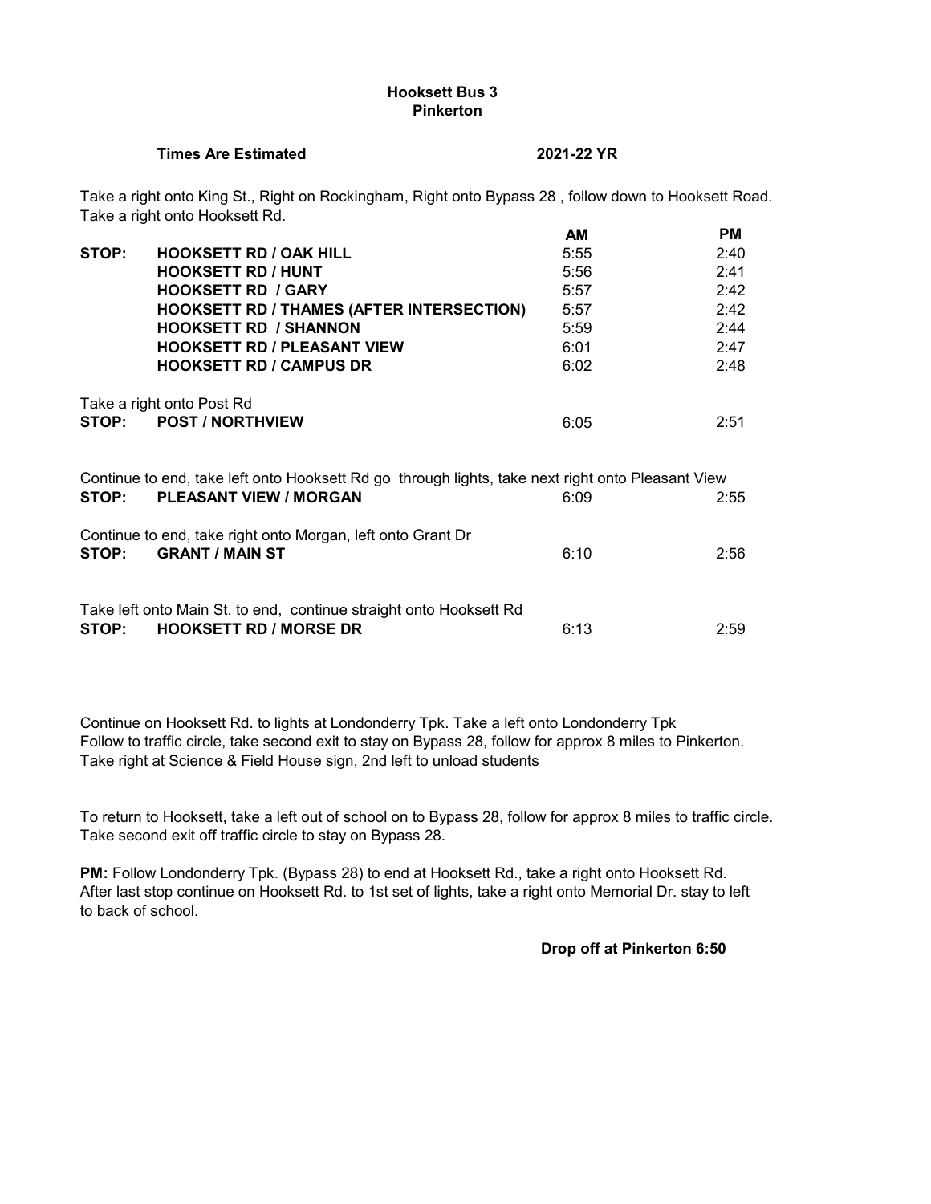**Hooksett Bus 3**
**Pinkerton**

**Times Are Estimated** **2021-22 YR**

Take a right onto King St., Right on Rockingham, Right onto Bypass 28 , follow down to Hooksett Road. Take a right onto Hooksett Rd.

| | | AM | PM |
|---|---|---|---|
| **STOP:** | **HOOKSETT RD / OAK HILL** | 5:55 | 2:40 |
| | **HOOKSETT RD / HUNT** | 5:56 | 2:41 |
| | **HOOKSETT RD / GARY** | 5:57 | 2:42 |
| | **HOOKSETT RD / THAMES (AFTER INTERSECTION)** | 5:57 | 2:42 |
| | **HOOKSETT RD / SHANNON** | 5:59 | 2:44 |
| | **HOOKSETT RD / PLEASANT VIEW** | 6:01 | 2:47 |
| | **HOOKSETT RD / CAMPUS DR** | 6:02 | 2:48 |

Take a right onto Post Rd

| | | | |
|---|---|---|---|
| **STOP:** | **POST / NORTHVIEW** | 6:05 | 2:51 |

Continue to end, take left onto Hooksett Rd go through lights, take next right onto Pleasant View

| | | | |
|---|---|---|---|
| **STOP:** | **PLEASANT VIEW / MORGAN** | 6:09 | 2:55 |

Continue to end, take right onto Morgan, left onto Grant Dr

| | | | |
|---|---|---|---|
| **STOP:** | **GRANT / MAIN ST** | 6:10 | 2:56 |

Take left onto Main St. to end, continue straight onto Hooksett Rd

| | | | |
|---|---|---|---|
| **STOP:** | **HOOKSETT RD / MORSE DR** | 6:13 | 2:59 |

Continue on Hooksett Rd. to lights at Londonderry Tpk. Take a left onto Londonderry Tpk
Follow to traffic circle, take second exit to stay on Bypass 28, follow for approx 8 miles to Pinkerton.
Take right at Science & Field House sign, 2nd left to unload students

To return to Hooksett, take a left out of school on to Bypass 28, follow for approx 8 miles to traffic circle. Take second exit off traffic circle to stay on Bypass 28.

**PM:** Follow Londonderry Tpk. (Bypass 28) to end at Hooksett Rd., take a right onto Hooksett Rd. After last stop continue on Hooksett Rd. to 1st set of lights, take a right onto Memorial Dr. stay to left to back of school.

**Drop off at Pinkerton 6:50**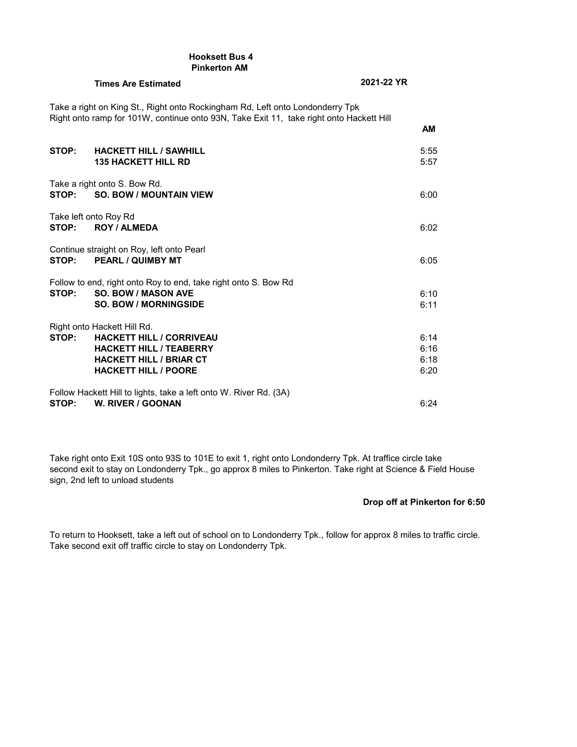**Hooksett Bus 4**
**Pinkerton AM**

**Times Are Estimated** **2021-22 YR**

Take a right on King St., Right onto Rockingham Rd, Left onto Londonderry Tpk
Right onto ramp for 101W, continue onto 93N, Take Exit 11, take right onto Hackett Hill

| | | **AM** |
|---|---|---|
| **STOP:** | **HACKETT HILL / SAWHILL** | 5:55 |
| | **135 HACKETT HILL RD** | 5:57 |

Take a right onto S. Bow Rd.

| | | |
|---|---|---|
| **STOP:** | **SO. BOW / MOUNTAIN VIEW** | 6:00 |

Take left onto Roy Rd

| | | |
|---|---|---|
| **STOP:** | **ROY / ALMEDA** | 6:02 |

Continue straight on Roy, left onto Pearl

| | | |
|---|---|---|
| **STOP:** | **PEARL / QUIMBY MT** | 6:05 |

Follow to end, right onto Roy to end, take right onto S. Bow Rd

| | | |
|---|---|---|
| **STOP:** | **SO. BOW / MASON AVE** | 6:10 |
| | **SO. BOW / MORNINGSIDE** | 6:11 |

Right onto Hackett Hill Rd.

| | | |
|---|---|---|
| **STOP:** | **HACKETT HILL / CORRIVEAU** | 6:14 |
| | **HACKETT HILL / TEABERRY** | 6:16 |
| | **HACKETT HILL / BRIAR CT** | 6:18 |
| | **HACKETT HILL / POORE** | 6:20 |

Follow Hackett Hill to lights, take a left onto W. River Rd. (3A)

| | | |
|---|---|---|
| **STOP:** | **W. RIVER / GOONAN** | 6:24 |

Take right onto Exit 10S onto 93S to 101E to exit 1, right onto Londonderry Tpk. At traffice circle take second exit to stay on Londonderry Tpk., go approx 8 miles to Pinkerton. Take right at Science & Field House sign, 2nd left to unload students

**Drop off at Pinkerton for 6:50**

To return to Hooksett, take a left out of school on to Londonderry Tpk., follow for approx 8 miles to traffic circle. Take second exit off traffic circle to stay on Londonderry Tpk.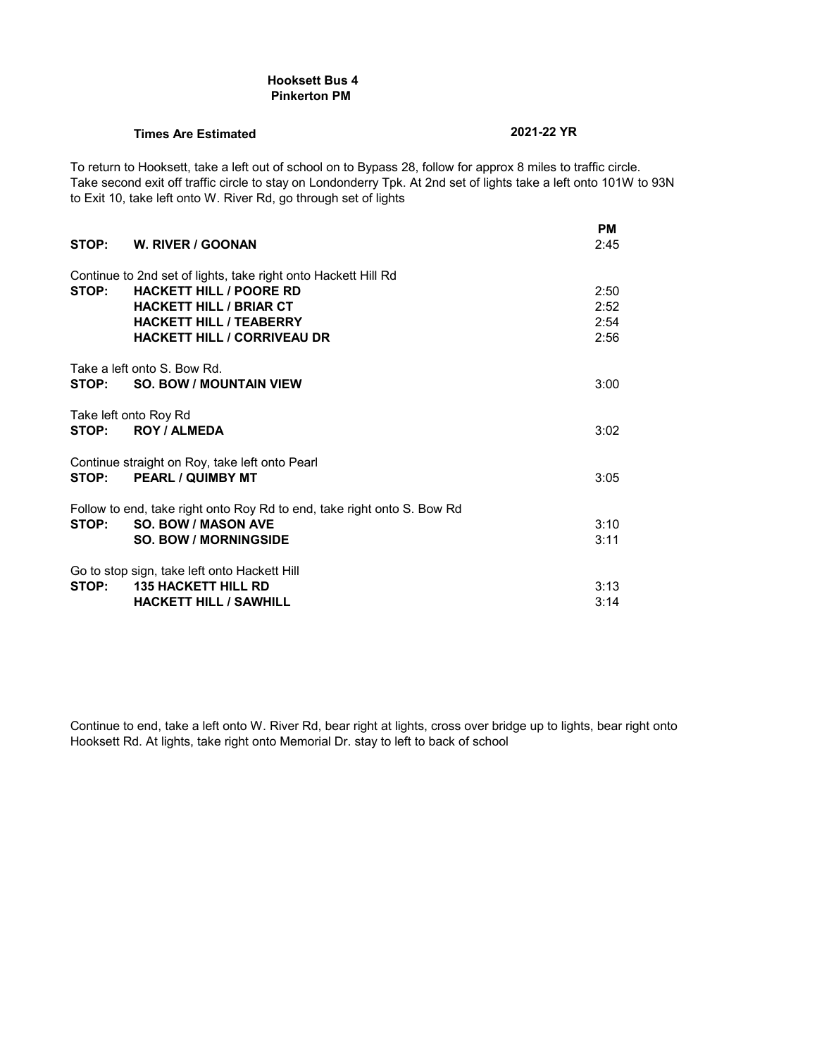**Hooksett Bus 4**
**Pinkerton PM**

**Times Are Estimated** **2021-22 YR**

To return to Hooksett, take a left out of school on to Bypass 28, follow for approx 8 miles to traffic circle. Take second exit off traffic circle to stay on Londonderry Tpk. At 2nd set of lights take a left onto 101W to 93N to Exit 10, take left onto W. River Rd, go through set of lights

| | | PM |
|---|---|---|
| **STOP:** | **W. RIVER / GOONAN** | 2:45 |
| Continue to 2nd set of lights, take right onto Hackett Hill Rd | | |
| **STOP:** | **HACKETT HILL / POORE RD** | 2:50 |
| | **HACKETT HILL / BRIAR CT** | 2:52 |
| | **HACKETT HILL / TEABERRY** | 2:54 |
| | **HACKETT HILL / CORRIVEAU DR** | 2:56 |
| Take a left onto S. Bow Rd. | | |
| **STOP:** | **SO. BOW / MOUNTAIN VIEW** | 3:00 |
| Take left onto Roy Rd | | |
| **STOP:** | **ROY / ALMEDA** | 3:02 |
| Continue straight on Roy, take left onto Pearl | | |
| **STOP:** | **PEARL / QUIMBY MT** | 3:05 |
| Follow to end, take right onto Roy Rd to end, take right onto S. Bow Rd | | |
| **STOP:** | **SO. BOW / MASON AVE** | 3:10 |
| | **SO. BOW / MORNINGSIDE** | 3:11 |
| Go to stop sign, take left onto Hackett Hill | | |
| **STOP:** | **135 HACKETT HILL RD** | 3:13 |
| | **HACKETT HILL / SAWHILL** | 3:14 |

Continue to end, take a left onto W. River Rd, bear right at lights, cross over bridge up to lights, bear right onto Hooksett Rd. At lights, take right onto Memorial Dr. stay to left to back of school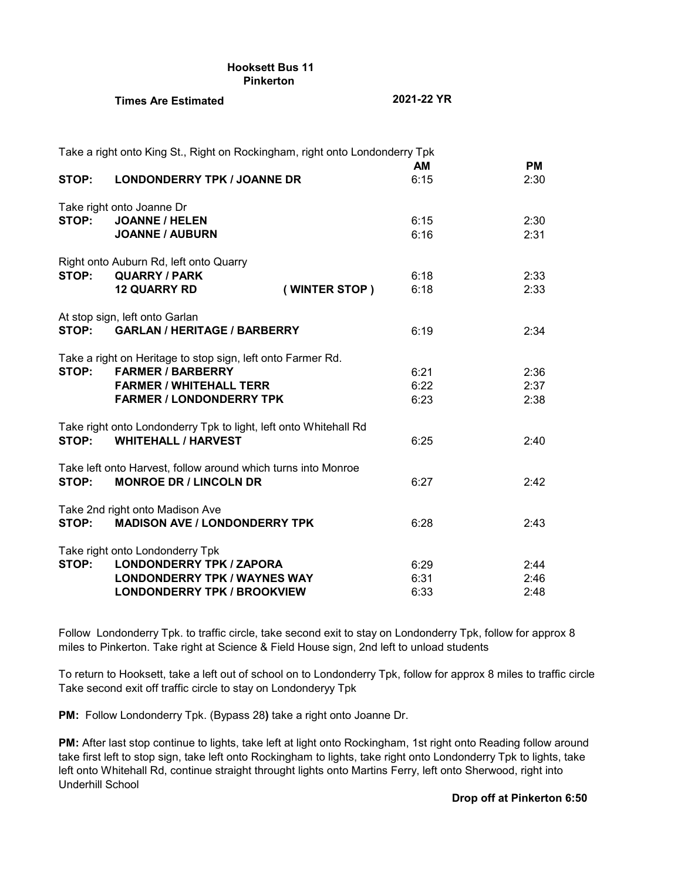**Hooksett Bus 11**
**Pinkerton**

**Times Are Estimated** **2021-22 YR**

Take a right onto King St., Right on Rockingham, right onto Londonderry Tpk

| | | | AM | PM |
|---|---|---|---|---|
| **STOP:** | **LONDONDERRY TPK / JOANNE DR** | | 6:15 | 2:30 |
| Take right onto Joanne Dr | | | | |
| **STOP:** | **JOANNE / HELEN** | | 6:15 | 2:30 |
| | **JOANNE / AUBURN** | | 6:16 | 2:31 |
| Right onto Auburn Rd, left onto Quarry | | | | |
| **STOP:** | **QUARRY / PARK** | | 6:18 | 2:33 |
| | **12 QUARRY RD** | **( WINTER STOP )** | 6:18 | 2:33 |
| At stop sign, left onto Garlan | | | | |
| **STOP:** | **GARLAN / HERITAGE / BARBERRY** | | 6:19 | 2:34 |
| Take a right on Heritage to stop sign, left onto Farmer Rd. | | | | |
| **STOP:** | **FARMER / BARBERRY** | | 6:21 | 2:36 |
| | **FARMER / WHITEHALL TERR** | | 6:22 | 2:37 |
| | **FARMER / LONDONDERRY TPK** | | 6:23 | 2:38 |
| Take right onto Londonderry Tpk to light, left onto Whitehall Rd | | | | |
| **STOP:** | **WHITEHALL / HARVEST** | | 6:25 | 2:40 |
| Take left onto Harvest, follow around which turns into Monroe | | | | |
| **STOP:** | **MONROE DR / LINCOLN DR** | | 6:27 | 2:42 |
| Take 2nd right onto Madison Ave | | | | |
| **STOP:** | **MADISON AVE / LONDONDERRY TPK** | | 6:28 | 2:43 |
| Take right onto Londonderry Tpk | | | | |
| **STOP:** | **LONDONDERRY TPK / ZAPORA** | | 6:29 | 2:44 |
| | **LONDONDERRY TPK / WAYNES WAY** | | 6:31 | 2:46 |
| | **LONDONDERRY TPK / BROOKVIEW** | | 6:33 | 2:48 |

Follow Londonderry Tpk. to traffic circle, take second exit to stay on Londonderry Tpk, follow for approx 8 miles to Pinkerton. Take right at Science & Field House sign, 2nd left to unload students

To return to Hooksett, take a left out of school on to Londonderry Tpk, follow for approx 8 miles to traffic circle Take second exit off traffic circle to stay on Londonderyy Tpk

**PM:** Follow Londonderry Tpk. (Bypass 28**)** take a right onto Joanne Dr.

**PM:** After last stop continue to lights, take left at light onto Rockingham, 1st right onto Reading follow around take first left to stop sign, take left onto Rockingham to lights, take right onto Londonderry Tpk to lights, take left onto Whitehall Rd, continue straight throught lights onto Martins Ferry, left onto Sherwood, right into Underhill School

**Drop off at Pinkerton 6:50**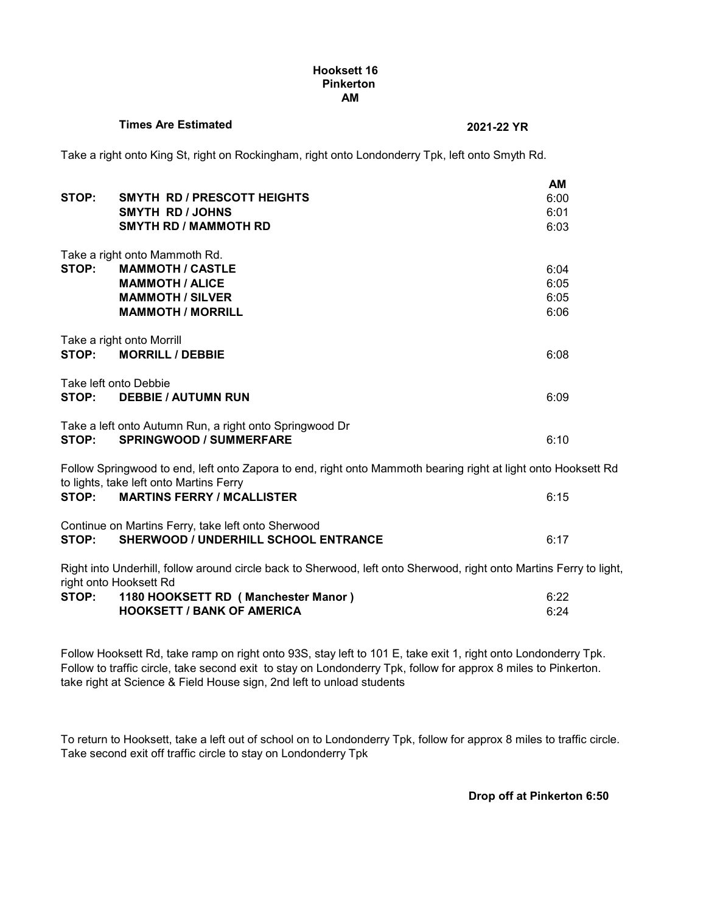**Hooksett 16**
**Pinkerton**
**AM**

**Times Are Estimated** **2021-22 YR**

Take a right onto King St, right on Rockingham, right onto Londonderry Tpk, left onto Smyth Rd.

| | | **AM** |
|---|---|---|
| **STOP:** | **SMYTH RD / PRESCOTT HEIGHTS** | 6:00 |
| | **SMYTH RD / JOHNS** | 6:01 |
| | **SMYTH RD / MAMMOTH RD** | 6:03 |

Take a right onto Mammoth Rd.

| | | |
|---|---|---|
| **STOP:** | **MAMMOTH / CASTLE** | 6:04 |
| | **MAMMOTH / ALICE** | 6:05 |
| | **MAMMOTH / SILVER** | 6:05 |
| | **MAMMOTH / MORRILL** | 6:06 |

Take a right onto Morrill

| | | |
|---|---|---|
| **STOP:** | **MORRILL / DEBBIE** | 6:08 |

Take left onto Debbie

| | | |
|---|---|---|
| **STOP:** | **DEBBIE / AUTUMN RUN** | 6:09 |

Take a left onto Autumn Run, a right onto Springwood Dr

| | | |
|---|---|---|
| **STOP:** | **SPRINGWOOD / SUMMERFARE** | 6:10 |

Follow Springwood to end, left onto Zapora to end, right onto Mammoth bearing right at light onto Hooksett Rd to lights, take left onto Martins Ferry

| | | |
|---|---|---|
| **STOP:** | **MARTINS FERRY / MCALLISTER** | 6:15 |

Continue on Martins Ferry, take left onto Sherwood

| | | |
|---|---|---|
| **STOP:** | **SHERWOOD / UNDERHILL SCHOOL ENTRANCE** | 6:17 |

Right into Underhill, follow around circle back to Sherwood, left onto Sherwood, right onto Martins Ferry to light, right onto Hooksett Rd

| | | |
|---|---|---|
| **STOP:** | **1180 HOOKSETT RD ( Manchester Manor )** | 6:22 |
| | **HOOKSETT / BANK OF AMERICA** | 6:24 |

Follow Hooksett Rd, take ramp on right onto 93S, stay left to 101 E, take exit 1, right onto Londonderry Tpk. Follow to traffic circle, take second exit to stay on Londonderry Tpk, follow for approx 8 miles to Pinkerton. take right at Science & Field House sign, 2nd left to unload students

To return to Hooksett, take a left out of school on to Londonderry Tpk, follow for approx 8 miles to traffic circle. Take second exit off traffic circle to stay on Londonderry Tpk

**Drop off at Pinkerton 6:50**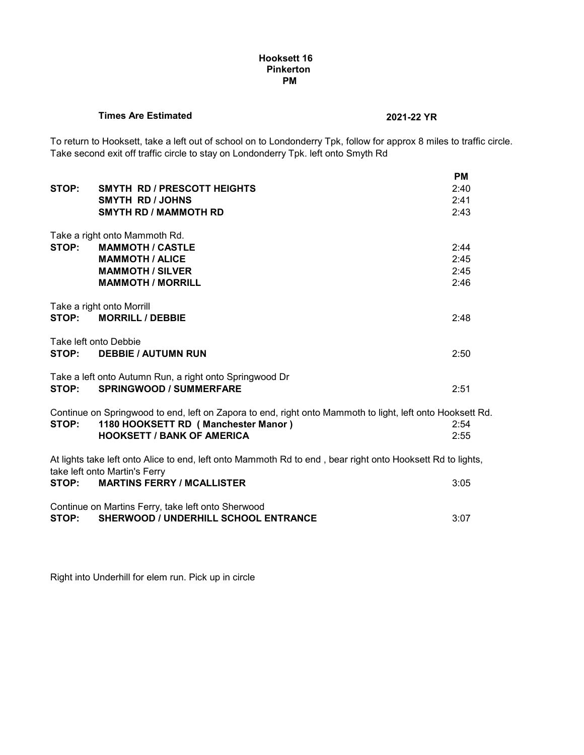**Hooksett 16**
**Pinkerton**
**PM**

**Times Are Estimated** **2021-22 YR**

To return to Hooksett, take a left out of school on to Londonderry Tpk, follow for approx 8 miles to traffic circle. Take second exit off traffic circle to stay on Londonderry Tpk. left onto Smyth Rd

| | | **PM** |
|---|---|---|
| **STOP:** | **SMYTH RD / PRESCOTT HEIGHTS** | 2:40 |
| | **SMYTH RD / JOHNS** | 2:41 |
| | **SMYTH RD / MAMMOTH RD** | 2:43 |

Take a right onto Mammoth Rd.

| | | |
|---|---|---|
| **STOP:** | **MAMMOTH / CASTLE** | 2:44 |
| | **MAMMOTH / ALICE** | 2:45 |
| | **MAMMOTH / SILVER** | 2:45 |
| | **MAMMOTH / MORRILL** | 2:46 |

Take a right onto Morrill

| | | |
|---|---|---|
| **STOP:** | **MORRILL / DEBBIE** | 2:48 |

Take left onto Debbie

| | | |
|---|---|---|
| **STOP:** | **DEBBIE / AUTUMN RUN** | 2:50 |

Take a left onto Autumn Run, a right onto Springwood Dr

| | | |
|---|---|---|
| **STOP:** | **SPRINGWOOD / SUMMERFARE** | 2:51 |

Continue on Springwood to end, left on Zapora to end, right onto Mammoth to light, left onto Hooksett Rd.

| | | |
|---|---|---|
| **STOP:** | **1180 HOOKSETT RD ( Manchester Manor )** | 2:54 |
| | **HOOKSETT / BANK OF AMERICA** | 2:55 |

At lights take left onto Alice to end, left onto Mammoth Rd to end , bear right onto Hooksett Rd to lights, take left onto Martin's Ferry

| | | |
|---|---|---|
| **STOP:** | **MARTINS FERRY / MCALLISTER** | 3:05 |

Continue on Martins Ferry, take left onto Sherwood

| | | |
|---|---|---|
| **STOP:** | **SHERWOOD / UNDERHILL SCHOOL ENTRANCE** | 3:07 |

Right into Underhill for elem run. Pick up in circle